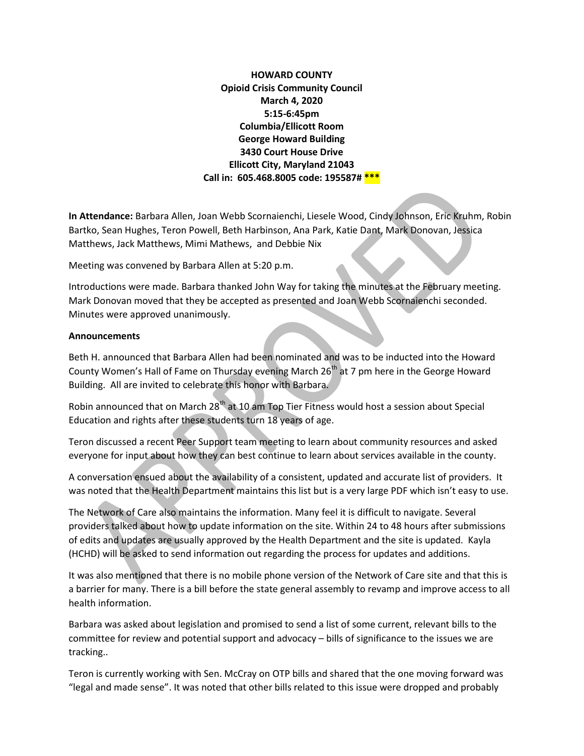**HOWARD COUNTY**
**Opioid Crisis Community Council**
**March 4, 2020**
**5:15-6:45pm**
**Columbia/Ellicott Room**
**George Howard Building**
**3430 Court House Drive**
**Ellicott City, Maryland 21043**
**Call in: 605.468.8005 code: 195587# \*\*\***

**In Attendance:** Barbara Allen, Joan Webb Scornaienchi, Liesele Wood, Cindy Johnson, Eric Kruhm, Robin Bartko, Sean Hughes, Teron Powell, Beth Harbinson, Ana Park, Katie Dant, Mark Donovan, Jessica Matthews, Jack Matthews, Mimi Mathews, and Debbie Nix

Meeting was convened by Barbara Allen at 5:20 p.m.

Introductions were made. Barbara thanked John Way for taking the minutes at the February meeting. Mark Donovan moved that they be accepted as presented and Joan Webb Scornaienchi seconded. Minutes were approved unanimously.

**Announcements**

Beth H. announced that Barbara Allen had been nominated and was to be inducted into the Howard County Women's Hall of Fame on Thursday evening March 26th at 7 pm here in the George Howard Building. All are invited to celebrate this honor with Barbara.

Robin announced that on March 28th at 10 am Top Tier Fitness would host a session about Special Education and rights after these students turn 18 years of age.

Teron discussed a recent Peer Support team meeting to learn about community resources and asked everyone for input about how they can best continue to learn about services available in the county.

A conversation ensued about the availability of a consistent, updated and accurate list of providers. It was noted that the Health Department maintains this list but is a very large PDF which isn't easy to use.

The Network of Care also maintains the information. Many feel it is difficult to navigate. Several providers talked about how to update information on the site. Within 24 to 48 hours after submissions of edits and updates are usually approved by the Health Department and the site is updated. Kayla (HCHD) will be asked to send information out regarding the process for updates and additions.

It was also mentioned that there is no mobile phone version of the Network of Care site and that this is a barrier for many. There is a bill before the state general assembly to revamp and improve access to all health information.

Barbara was asked about legislation and promised to send a list of some current, relevant bills to the committee for review and potential support and advocacy – bills of significance to the issues we are tracking..

Teron is currently working with Sen. McCray on OTP bills and shared that the one moving forward was "legal and made sense". It was noted that other bills related to this issue were dropped and probably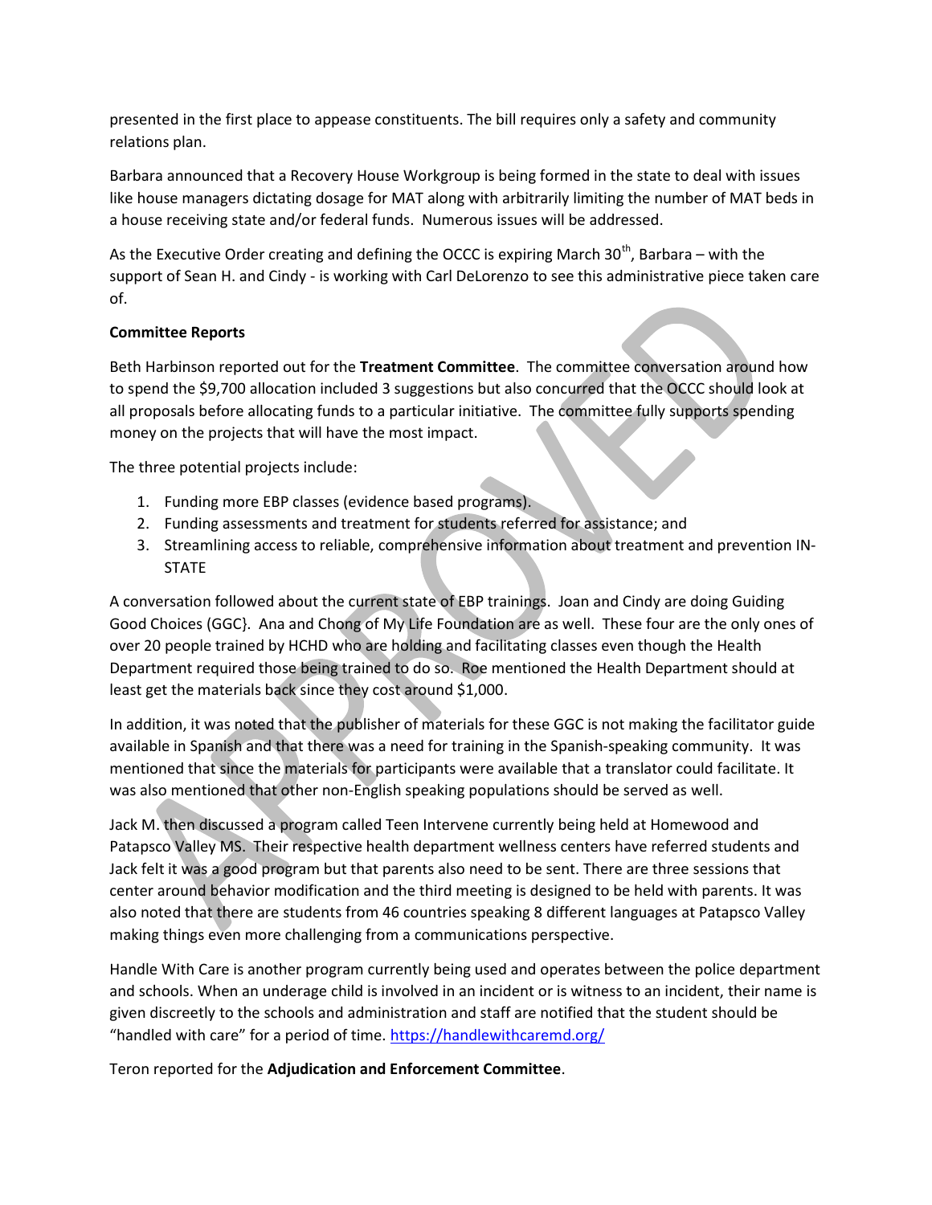presented in the first place to appease constituents. The bill requires only a safety and community relations plan.

Barbara announced that a Recovery House Workgroup is being formed in the state to deal with issues like house managers dictating dosage for MAT along with arbitrarily limiting the number of MAT beds in a house receiving state and/or federal funds. Numerous issues will be addressed.

As the Executive Order creating and defining the OCCC is expiring March 30th, Barbara – with the support of Sean H. and Cindy - is working with Carl DeLorenzo to see this administrative piece taken care of.

**Committee Reports**

Beth Harbinson reported out for the **Treatment Committee**. The committee conversation around how to spend the $9,700 allocation included 3 suggestions but also concurred that the OCCC should look at all proposals before allocating funds to a particular initiative. The committee fully supports spending money on the projects that will have the most impact.

The three potential projects include:

1. Funding more EBP classes (evidence based programs).
2. Funding assessments and treatment for students referred for assistance; and
3. Streamlining access to reliable, comprehensive information about treatment and prevention IN-STATE

A conversation followed about the current state of EBP trainings. Joan and Cindy are doing Guiding Good Choices (GGC}. Ana and Chong of My Life Foundation are as well. These four are the only ones of over 20 people trained by HCHD who are holding and facilitating classes even though the Health Department required those being trained to do so. Roe mentioned the Health Department should at least get the materials back since they cost around $1,000.

In addition, it was noted that the publisher of materials for these GGC is not making the facilitator guide available in Spanish and that there was a need for training in the Spanish-speaking community. It was mentioned that since the materials for participants were available that a translator could facilitate. It was also mentioned that other non-English speaking populations should be served as well.

Jack M. then discussed a program called Teen Intervene currently being held at Homewood and Patapsco Valley MS. Their respective health department wellness centers have referred students and Jack felt it was a good program but that parents also need to be sent. There are three sessions that center around behavior modification and the third meeting is designed to be held with parents. It was also noted that there are students from 46 countries speaking 8 different languages at Patapsco Valley making things even more challenging from a communications perspective.

Handle With Care is another program currently being used and operates between the police department and schools. When an underage child is involved in an incident or is witness to an incident, their name is given discreetly to the schools and administration and staff are notified that the student should be "handled with care" for a period of time. https://handlewithcaremd.org/

Teron reported for the **Adjudication and Enforcement Committee**.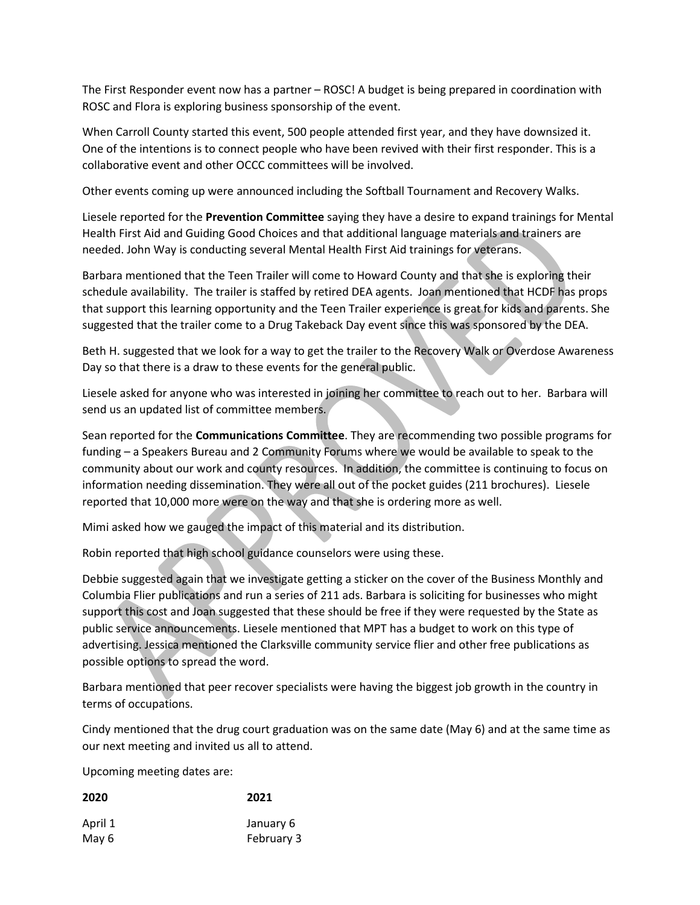The First Responder event now has a partner – ROSC! A budget is being prepared in coordination with ROSC and Flora is exploring business sponsorship of the event.

When Carroll County started this event, 500 people attended first year, and they have downsized it. One of the intentions is to connect people who have been revived with their first responder. This is a collaborative event and other OCCC committees will be involved.

Other events coming up were announced including the Softball Tournament and Recovery Walks.

Liesele reported for the **Prevention Committee** saying they have a desire to expand trainings for Mental Health First Aid and Guiding Good Choices and that additional language materials and trainers are needed. John Way is conducting several Mental Health First Aid trainings for veterans.

Barbara mentioned that the Teen Trailer will come to Howard County and that she is exploring their schedule availability. The trailer is staffed by retired DEA agents. Joan mentioned that HCDF has props that support this learning opportunity and the Teen Trailer experience is great for kids and parents. She suggested that the trailer come to a Drug Takeback Day event since this was sponsored by the DEA.

Beth H. suggested that we look for a way to get the trailer to the Recovery Walk or Overdose Awareness Day so that there is a draw to these events for the general public.

Liesele asked for anyone who was interested in joining her committee to reach out to her. Barbara will send us an updated list of committee members.

Sean reported for the **Communications Committee**. They are recommending two possible programs for funding – a Speakers Bureau and 2 Community Forums where we would be available to speak to the community about our work and county resources. In addition, the committee is continuing to focus on information needing dissemination. They were all out of the pocket guides (211 brochures). Liesele reported that 10,000 more were on the way and that she is ordering more as well.

Mimi asked how we gauged the impact of this material and its distribution.

Robin reported that high school guidance counselors were using these.

Debbie suggested again that we investigate getting a sticker on the cover of the Business Monthly and Columbia Flier publications and run a series of 211 ads. Barbara is soliciting for businesses who might support this cost and Joan suggested that these should be free if they were requested by the State as public service announcements. Liesele mentioned that MPT has a budget to work on this type of advertising. Jessica mentioned the Clarksville community service flier and other free publications as possible options to spread the word.

Barbara mentioned that peer recover specialists were having the biggest job growth in the country in terms of occupations.

Cindy mentioned that the drug court graduation was on the same date (May 6) and at the same time as our next meeting and invited us all to attend.

Upcoming meeting dates are:

| **2020** | **2021** |
|---|---|
| April 1 | January 6 |
| May 6 | February 3 |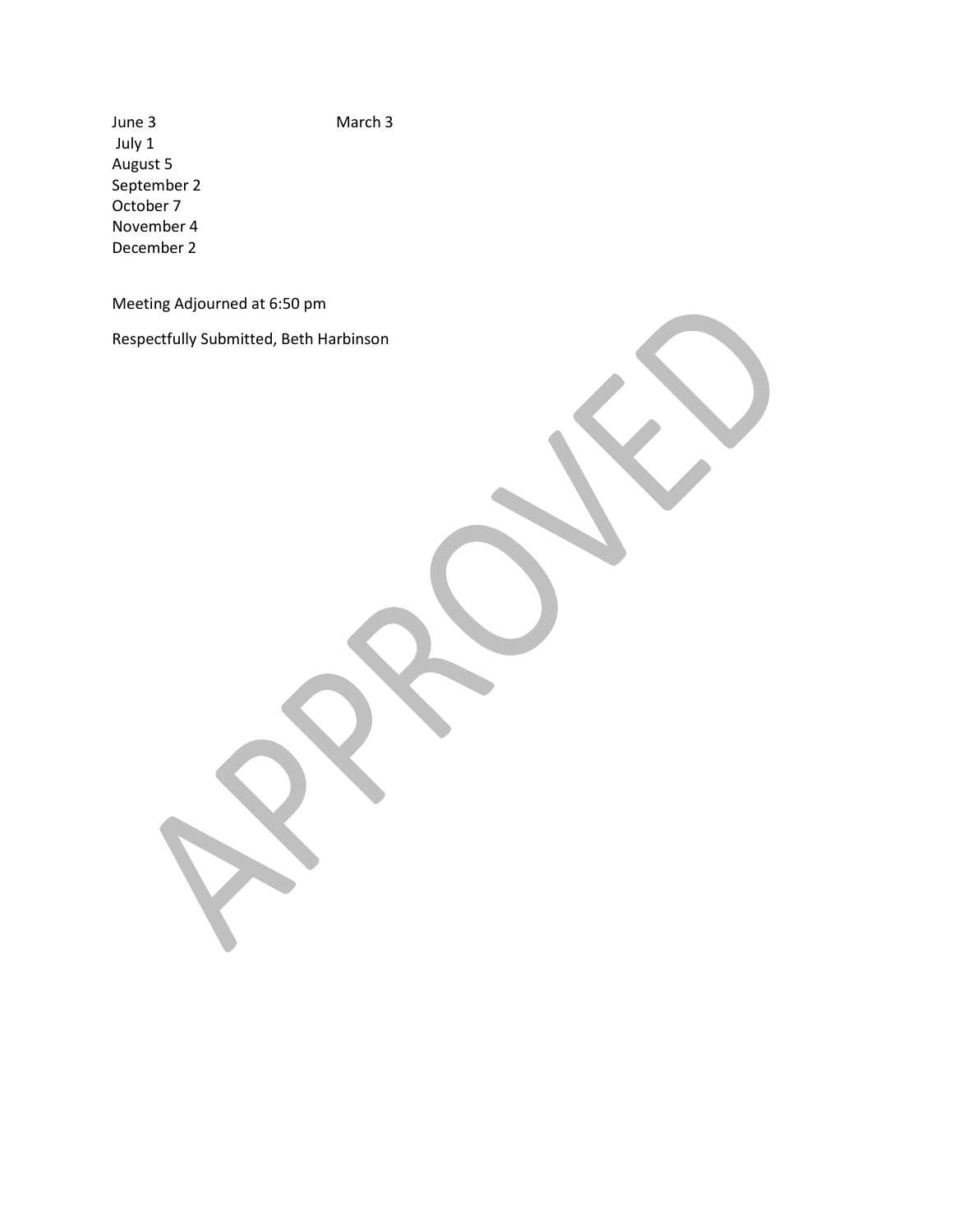June 3

July 1

August 5

September 2

October 7

November 4

December 2

March 3

Meeting Adjourned at 6:50 pm

Respectfully Submitted, Beth Harbinson

APPROVED